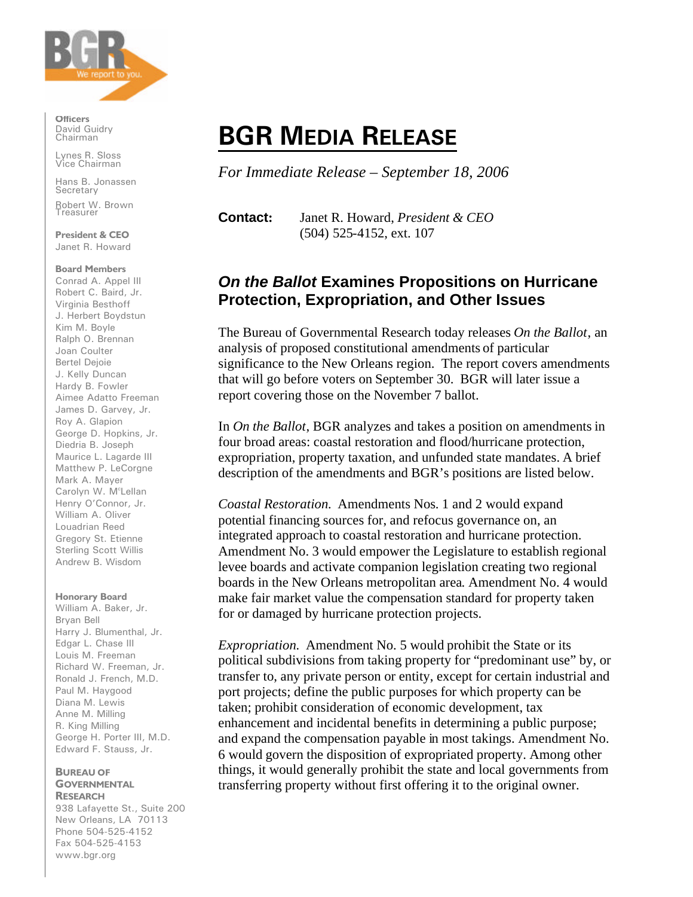BGR — We report to you.

**Officers**
David Guidry
Chairman

Lynes R. Sloss
Vice Chairman

Hans B. Jonassen
Secretary

Robert W. Brown
Treasurer

**President & CEO**
Janet R. Howard

**Board Members**
Conrad A. Appel III
Robert C. Baird, Jr.
Virginia Besthoff
J. Herbert Boydstun
Kim M. Boyle
Ralph O. Brennan
Joan Coulter
Bertel Dejoie
J. Kelly Duncan
Hardy B. Fowler
Aimee Adatto Freeman
James D. Garvey, Jr.
Roy A. Glapion
George D. Hopkins, Jr.
Diedria B. Joseph
Maurice L. Lagarde III
Matthew P. LeCorgne
Mark A. Mayer
Carolyn W. McLellan
Henry O'Connor, Jr.
William A. Oliver
Louadrian Reed
Gregory St. Etienne
Sterling Scott Willis
Andrew B. Wisdom

**Honorary Board**
William A. Baker, Jr.
Bryan Bell
Harry J. Blumenthal, Jr.
Edgar L. Chase III
Louis M. Freeman
Richard W. Freeman, Jr.
Ronald J. French, M.D.
Paul M. Haygood
Diana M. Lewis
Anne M. Milling
R. King Milling
George H. Porter III, M.D.
Edward F. Stauss, Jr.

**BUREAU OF GOVERNMENTAL RESEARCH**
938 Lafayette St., Suite 200
New Orleans, LA 70113
Phone 504-525-4152
Fax 504-525-4153
www.bgr.org

# BGR MEDIA RELEASE

*For Immediate Release – September 18, 2006*

**Contact:** Janet R. Howard, *President & CEO*
(504) 525-4152, ext. 107

## *On the Ballot* Examines Propositions on Hurricane Protection, Expropriation, and Other Issues

The Bureau of Governmental Research today releases *On the Ballot*, an analysis of proposed constitutional amendments of particular significance to the New Orleans region. The report covers amendments that will go before voters on September 30. BGR will later issue a report covering those on the November 7 ballot.

In *On the Ballot*, BGR analyzes and takes a position on amendments in four broad areas: coastal restoration and flood/hurricane protection, expropriation, property taxation, and unfunded state mandates. A brief description of the amendments and BGR's positions are listed below.

*Coastal Restoration.* Amendments Nos. 1 and 2 would expand potential financing sources for, and refocus governance on, an integrated approach to coastal restoration and hurricane protection. Amendment No. 3 would empower the Legislature to establish regional levee boards and activate companion legislation creating two regional boards in the New Orleans metropolitan area. Amendment No. 4 would make fair market value the compensation standard for property taken for or damaged by hurricane protection projects.

*Expropriation.* Amendment No. 5 would prohibit the State or its political subdivisions from taking property for "predominant use" by, or transfer to, any private person or entity, except for certain industrial and port projects; define the public purposes for which property can be taken; prohibit consideration of economic development, tax enhancement and incidental benefits in determining a public purpose; and expand the compensation payable in most takings. Amendment No. 6 would govern the disposition of expropriated property. Among other things, it would generally prohibit the state and local governments from transferring property without first offering it to the original owner.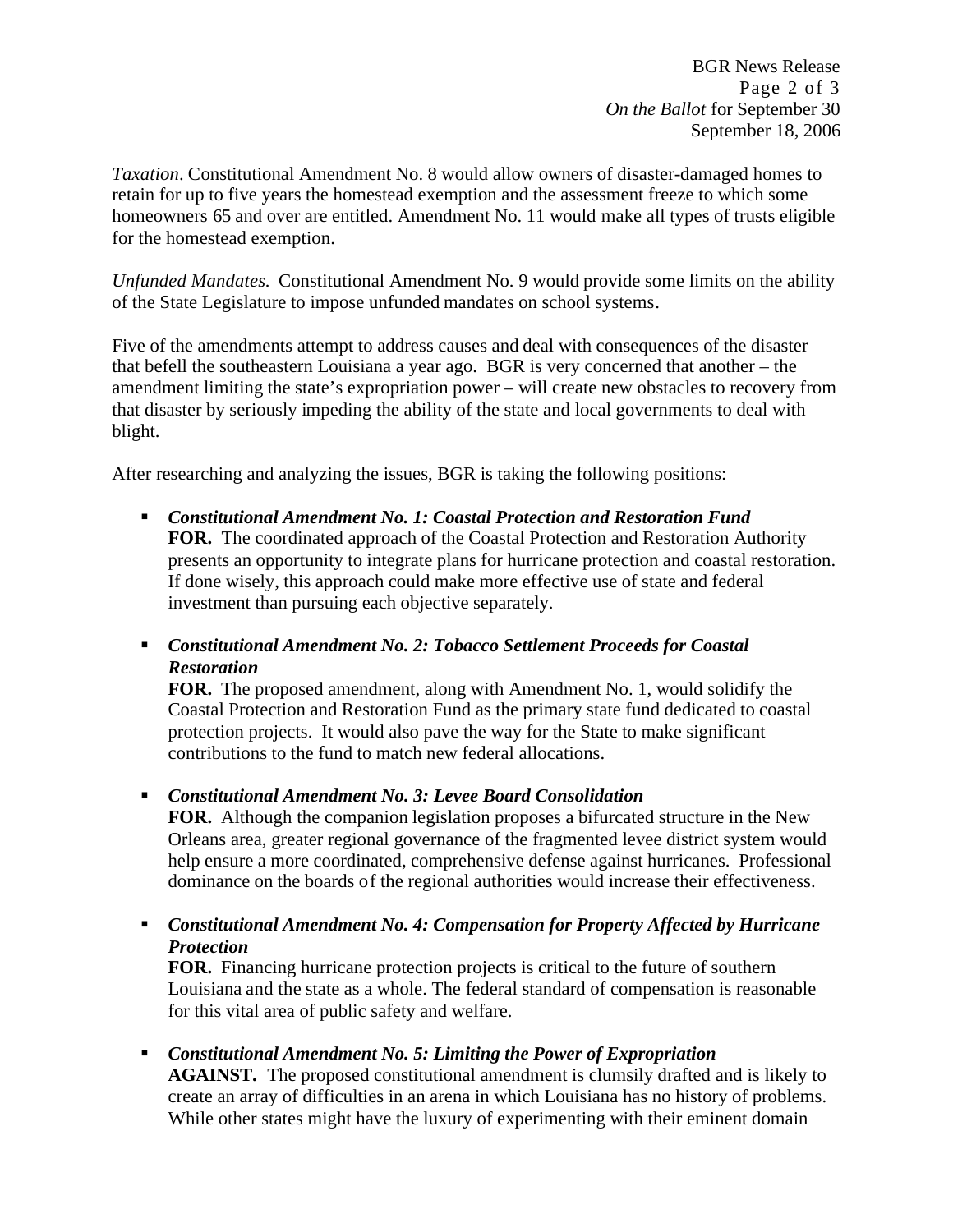*Taxation*. Constitutional Amendment No. 8 would allow owners of disaster-damaged homes to retain for up to five years the homestead exemption and the assessment freeze to which some homeowners 65 and over are entitled. Amendment No. 11 would make all types of trusts eligible for the homestead exemption.

*Unfunded Mandates.* Constitutional Amendment No. 9 would provide some limits on the ability of the State Legislature to impose unfunded mandates on school systems.

Five of the amendments attempt to address causes and deal with consequences of the disaster that befell the southeastern Louisiana a year ago. BGR is very concerned that another – the amendment limiting the state's expropriation power – will create new obstacles to recovery from that disaster by seriously impeding the ability of the state and local governments to deal with blight.

After researching and analyzing the issues, BGR is taking the following positions:

- ***Constitutional Amendment No. 1: Coastal Protection and Restoration Fund***
  **FOR.** The coordinated approach of the Coastal Protection and Restoration Authority presents an opportunity to integrate plans for hurricane protection and coastal restoration. If done wisely, this approach could make more effective use of state and federal investment than pursuing each objective separately.

- ***Constitutional Amendment No. 2: Tobacco Settlement Proceeds for Coastal Restoration***
  **FOR.** The proposed amendment, along with Amendment No. 1, would solidify the Coastal Protection and Restoration Fund as the primary state fund dedicated to coastal protection projects. It would also pave the way for the State to make significant contributions to the fund to match new federal allocations.

- ***Constitutional Amendment No. 3: Levee Board Consolidation***
  **FOR.** Although the companion legislation proposes a bifurcated structure in the New Orleans area, greater regional governance of the fragmented levee district system would help ensure a more coordinated, comprehensive defense against hurricanes. Professional dominance on the boards of the regional authorities would increase their effectiveness.

- ***Constitutional Amendment No. 4: Compensation for Property Affected by Hurricane Protection***
  **FOR.** Financing hurricane protection projects is critical to the future of southern Louisiana and the state as a whole. The federal standard of compensation is reasonable for this vital area of public safety and welfare.

- ***Constitutional Amendment No. 5: Limiting the Power of Expropriation***
  **AGAINST.** The proposed constitutional amendment is clumsily drafted and is likely to create an array of difficulties in an arena in which Louisiana has no history of problems. While other states might have the luxury of experimenting with their eminent domain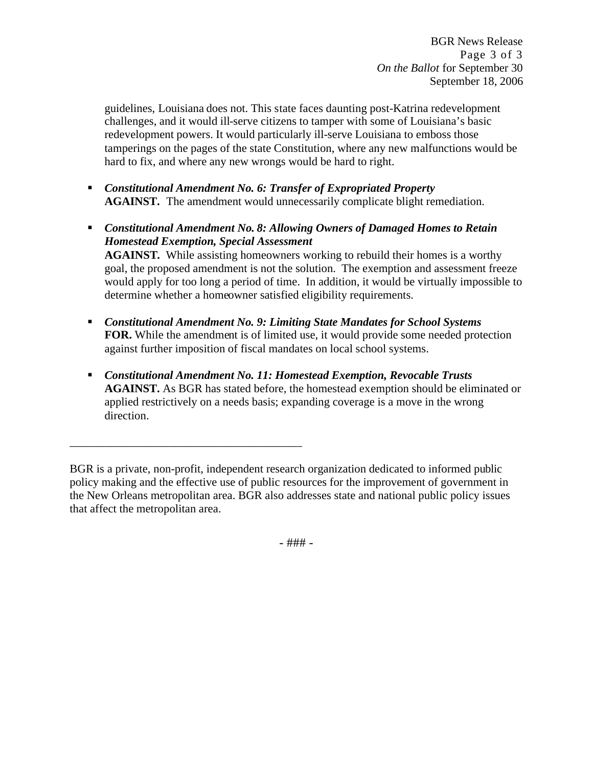guidelines, Louisiana does not. This state faces daunting post-Katrina redevelopment challenges, and it would ill-serve citizens to tamper with some of Louisiana's basic redevelopment powers. It would particularly ill-serve Louisiana to emboss those tamperings on the pages of the state Constitution, where any new malfunctions would be hard to fix, and where any new wrongs would be hard to right.

- ***Constitutional Amendment No. 6: Transfer of Expropriated Property***
  **AGAINST.** The amendment would unnecessarily complicate blight remediation.

- ***Constitutional Amendment No. 8: Allowing Owners of Damaged Homes to Retain Homestead Exemption, Special Assessment***
  **AGAINST.** While assisting homeowners working to rebuild their homes is a worthy goal, the proposed amendment is not the solution. The exemption and assessment freeze would apply for too long a period of time. In addition, it would be virtually impossible to determine whether a homeowner satisfied eligibility requirements.

- ***Constitutional Amendment No. 9: Limiting State Mandates for School Systems***
  **FOR.** While the amendment is of limited use, it would provide some needed protection against further imposition of fiscal mandates on local school systems.

- ***Constitutional Amendment No. 11: Homestead Exemption, Revocable Trusts***
  **AGAINST.** As BGR has stated before, the homestead exemption should be eliminated or applied restrictively on a needs basis; expanding coverage is a move in the wrong direction.

---

BGR is a private, non-profit, independent research organization dedicated to informed public policy making and the effective use of public resources for the improvement of government in the New Orleans metropolitan area. BGR also addresses state and national public policy issues that affect the metropolitan area.

- ### -